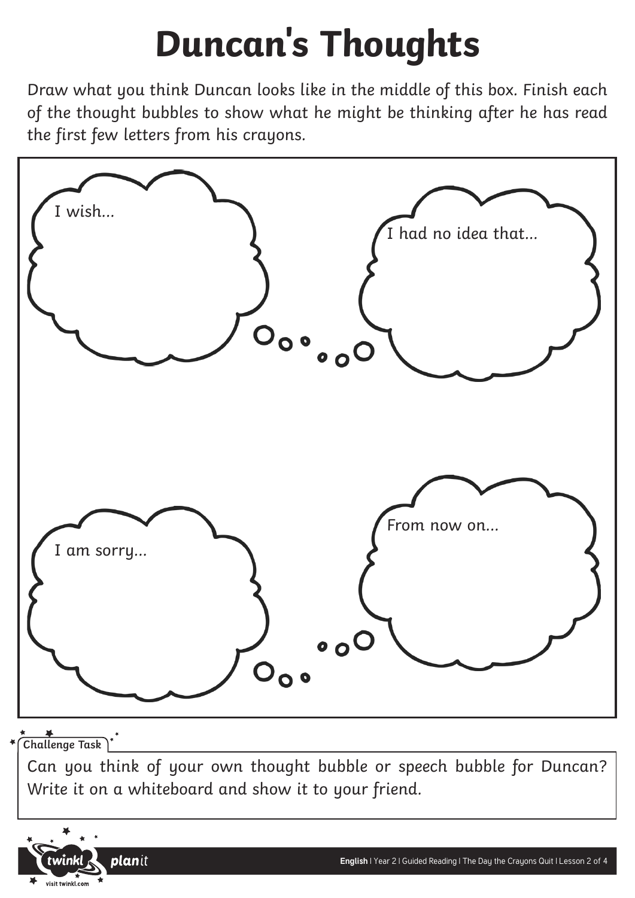# Duncan's Thoughts

Draw what you think Duncan looks like in the middle of this box. Finish each of the thought bubbles to show what he might be thinking after he has read the first few letters from his crayons.

I wish...

I had no idea that...

I am sorry...

From now on...

**Challenge Task**

Can you think of your own thought bubble or speech bubble for Duncan? Write it on a whiteboard and show it to your friend.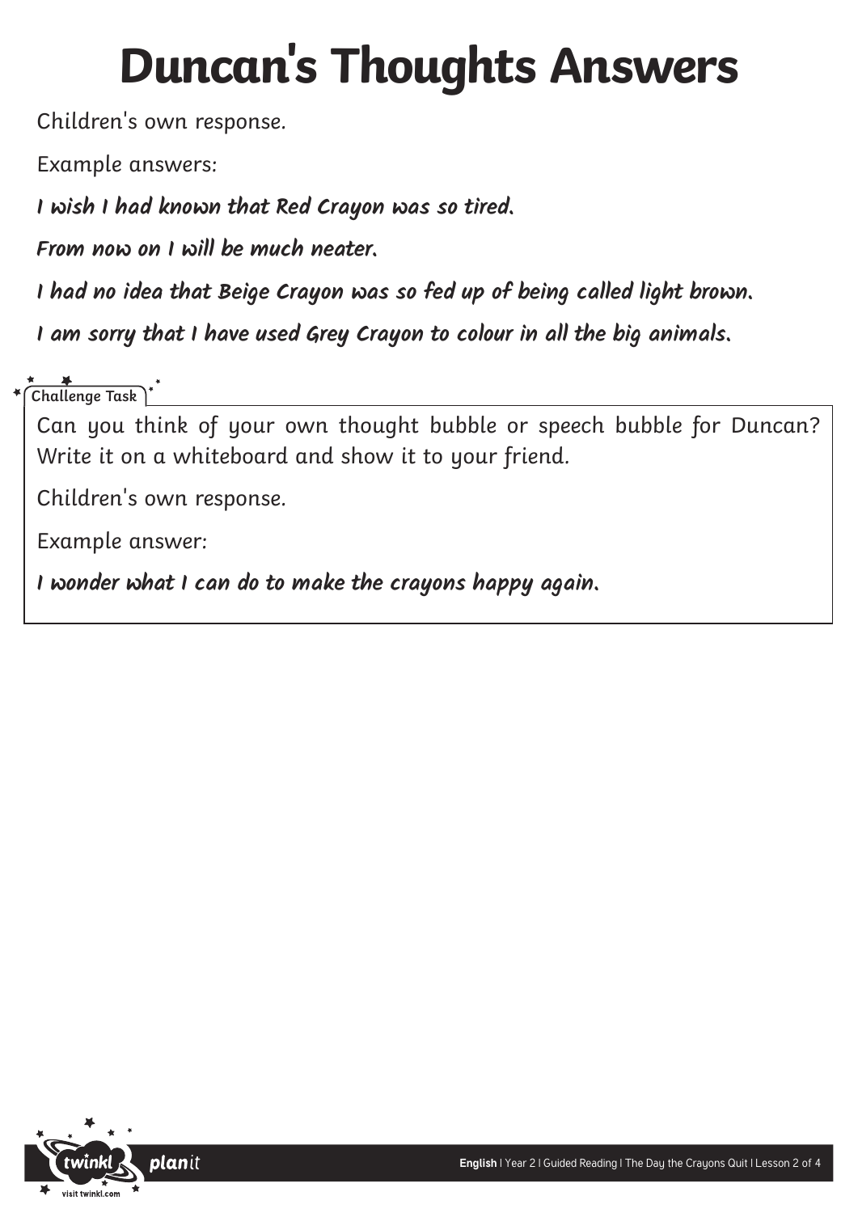# Duncan's Thoughts Answers

Children's own response.

Example answers:

**I wish I had known that Red Crayon was so tired.**

**From now on I will be much neater.**

**I had no idea that Beige Crayon was so fed up of being called light brown.**

**I am sorry that I have used Grey Crayon to colour in all the big animals.**

**Challenge Task**

Can you think of your own thought bubble or speech bubble for Duncan? Write it on a whiteboard and show it to your friend.

Children's own response.

Example answer:

**I wonder what I can do to make the crayons happy again.**